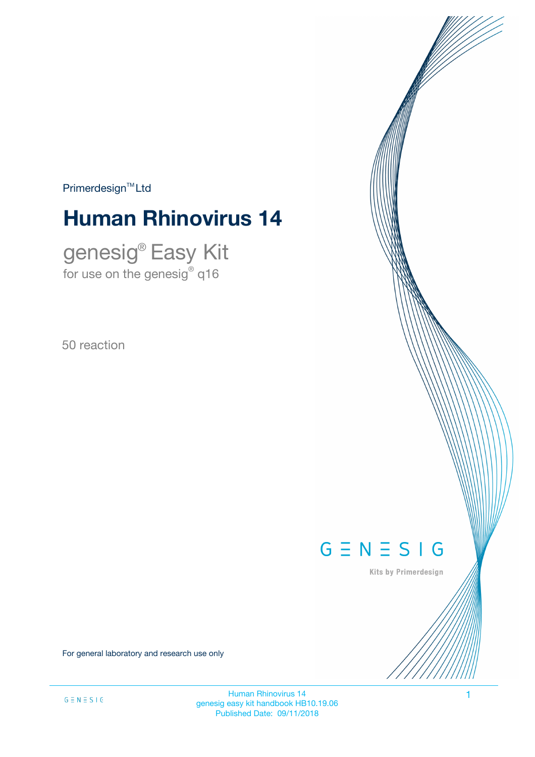Primerdesign™ Ltd

# Human Rhinovirus 14

## genesig® Easy Kit

for use on the genesig® q16

50 reaction

GENESIG

Kits by Primerdesign

For general laboratory and research use only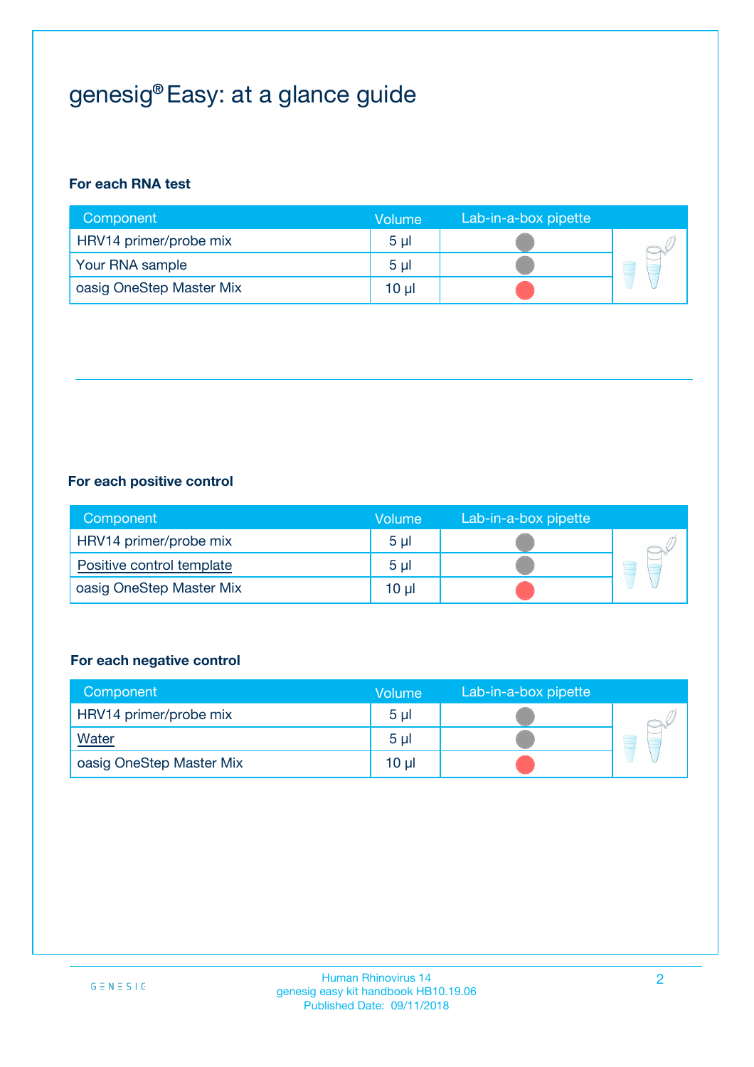# genesig® Easy: at a glance guide

### For each RNA test

| Component | Volume | Lab-in-a-box pipette |
|---|---|---|
| HRV14 primer/probe mix | 5 µl | |
| Your RNA sample | 5 µl | |
| oasig OneStep Master Mix | 10 µl | |

### For each positive control

| Component | Volume | Lab-in-a-box pipette |
|---|---|---|
| HRV14 primer/probe mix | 5 µl | |
| Positive control template | 5 µl | |
| oasig OneStep Master Mix | 10 µl | |

### For each negative control

| Component | Volume | Lab-in-a-box pipette |
|---|---|---|
| HRV14 primer/probe mix | 5 µl | |
| Water | 5 µl | |
| oasig OneStep Master Mix | 10 µl | |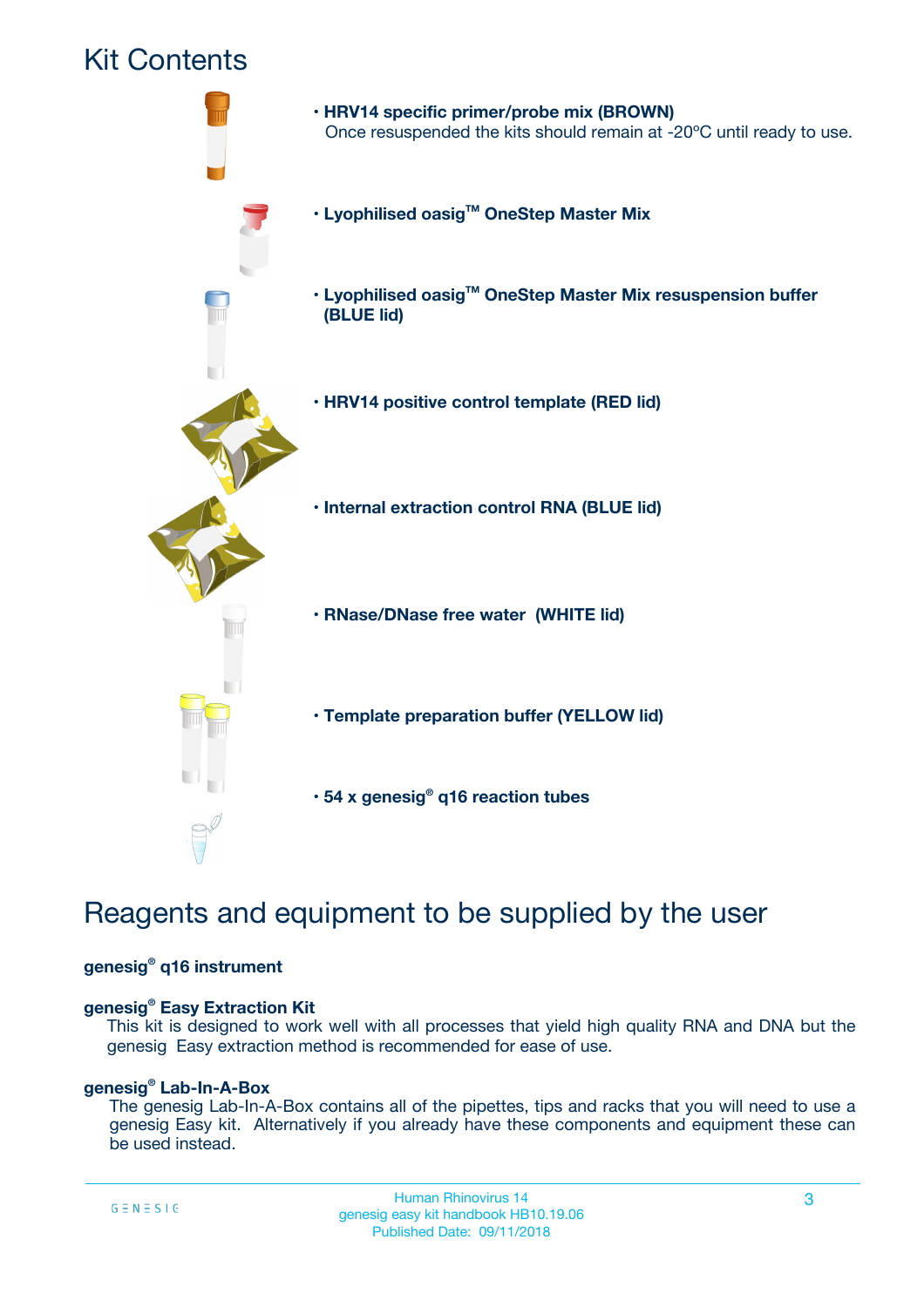# Kit Contents

- **HRV14 specific primer/probe mix (BROWN)**
  Once resuspended the kits should remain at -20ºC until ready to use.
- **Lyophilised oasig™ OneStep Master Mix**
- **Lyophilised oasig™ OneStep Master Mix resuspension buffer (BLUE lid)**
- **HRV14 positive control template (RED lid)**
- **Internal extraction control RNA (BLUE lid)**
- **RNase/DNase free water (WHITE lid)**
- **Template preparation buffer (YELLOW lid)**
- **54 x genesig® q16 reaction tubes**

# Reagents and equipment to be supplied by the user

**genesig® q16 instrument**

**genesig® Easy Extraction Kit**

This kit is designed to work well with all processes that yield high quality RNA and DNA but the genesig Easy extraction method is recommended for ease of use.

**genesig® Lab-In-A-Box**

The genesig Lab-In-A-Box contains all of the pipettes, tips and racks that you will need to use a genesig Easy kit. Alternatively if you already have these components and equipment these can be used instead.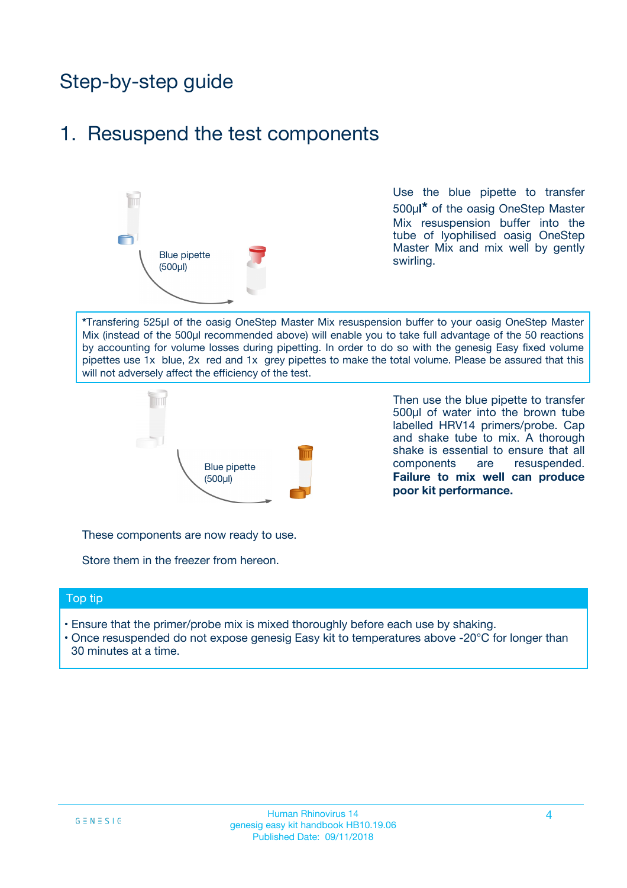# Step-by-step guide

## 1. Resuspend the test components

Blue pipette (500µl)

Use the blue pipette to transfer 500µl* of the oasig OneStep Master Mix resuspension buffer into the tube of lyophilised oasig OneStep Master Mix and mix well by gently swirling.

*Transfering 525µl of the oasig OneStep Master Mix resuspension buffer to your oasig OneStep Master Mix (instead of the 500µl recommended above) will enable you to take full advantage of the 50 reactions by accounting for volume losses during pipetting. In order to do so with the genesig Easy fixed volume pipettes use 1x blue, 2x red and 1x grey pipettes to make the total volume. Please be assured that this will not adversely affect the efficiency of the test.

Blue pipette (500µl)

Then use the blue pipette to transfer 500µl of water into the brown tube labelled HRV14 primers/probe. Cap and shake tube to mix. A thorough shake is essential to ensure that all components are resuspended. **Failure to mix well can produce poor kit performance.**

These components are now ready to use.

Store them in the freezer from hereon.

### Top tip

- Ensure that the primer/probe mix is mixed thoroughly before each use by shaking.
- Once resuspended do not expose genesig Easy kit to temperatures above -20°C for longer than 30 minutes at a time.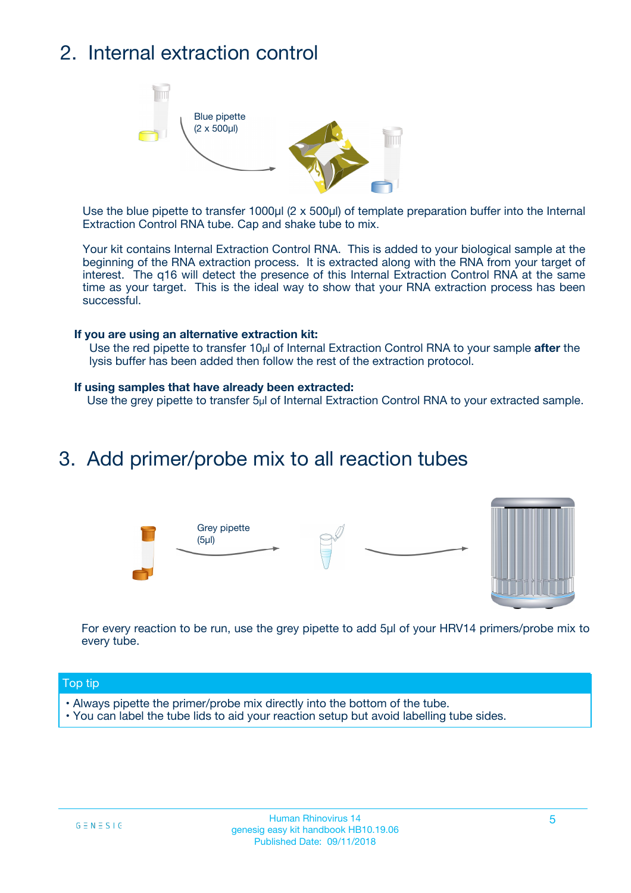## 2. Internal extraction control

Blue pipette
(2 x 500µl)

Use the blue pipette to transfer 1000µl (2 x 500µl) of template preparation buffer into the Internal Extraction Control RNA tube. Cap and shake tube to mix.

Your kit contains Internal Extraction Control RNA. This is added to your biological sample at the beginning of the RNA extraction process. It is extracted along with the RNA from your target of interest. The q16 will detect the presence of this Internal Extraction Control RNA at the same time as your target. This is the ideal way to show that your RNA extraction process has been successful.

**If you are using an alternative extraction kit:**

Use the red pipette to transfer 10µl of Internal Extraction Control RNA to your sample **after** the lysis buffer has been added then follow the rest of the extraction protocol.

**If using samples that have already been extracted:**

Use the grey pipette to transfer 5µl of Internal Extraction Control RNA to your extracted sample.

## 3. Add primer/probe mix to all reaction tubes

Grey pipette
(5µl)

For every reaction to be run, use the grey pipette to add 5µl of your HRV14 primers/probe mix to every tube.

**Top tip**

- Always pipette the primer/probe mix directly into the bottom of the tube.
- You can label the tube lids to aid your reaction setup but avoid labelling tube sides.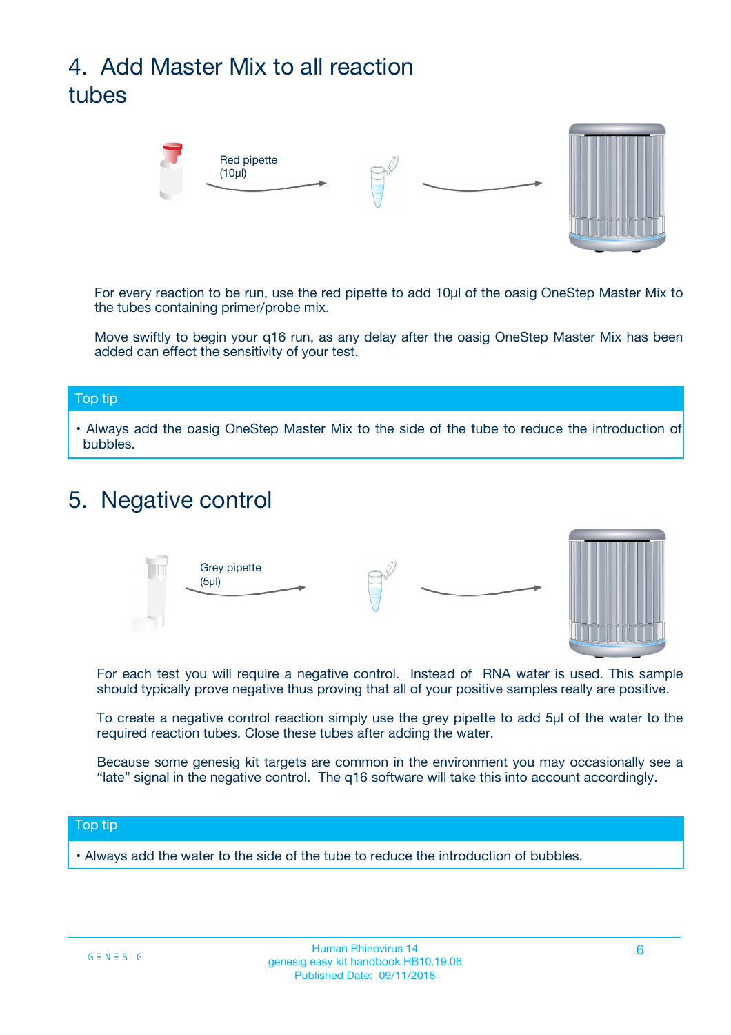# 4. Add Master Mix to all reaction tubes

Red pipette (10µl)

For every reaction to be run, use the red pipette to add 10µl of the oasig OneStep Master Mix to the tubes containing primer/probe mix.

Move swiftly to begin your q16 run, as any delay after the oasig OneStep Master Mix has been added can effect the sensitivity of your test.

**Top tip**

- Always add the oasig OneStep Master Mix to the side of the tube to reduce the introduction of bubbles.

# 5. Negative control

Grey pipette (5µl)

For each test you will require a negative control. Instead of RNA water is used. This sample should typically prove negative thus proving that all of your positive samples really are positive.

To create a negative control reaction simply use the grey pipette to add 5µl of the water to the required reaction tubes. Close these tubes after adding the water.

Because some genesig kit targets are common in the environment you may occasionally see a "late" signal in the negative control. The q16 software will take this into account accordingly.

**Top tip**

- Always add the water to the side of the tube to reduce the introduction of bubbles.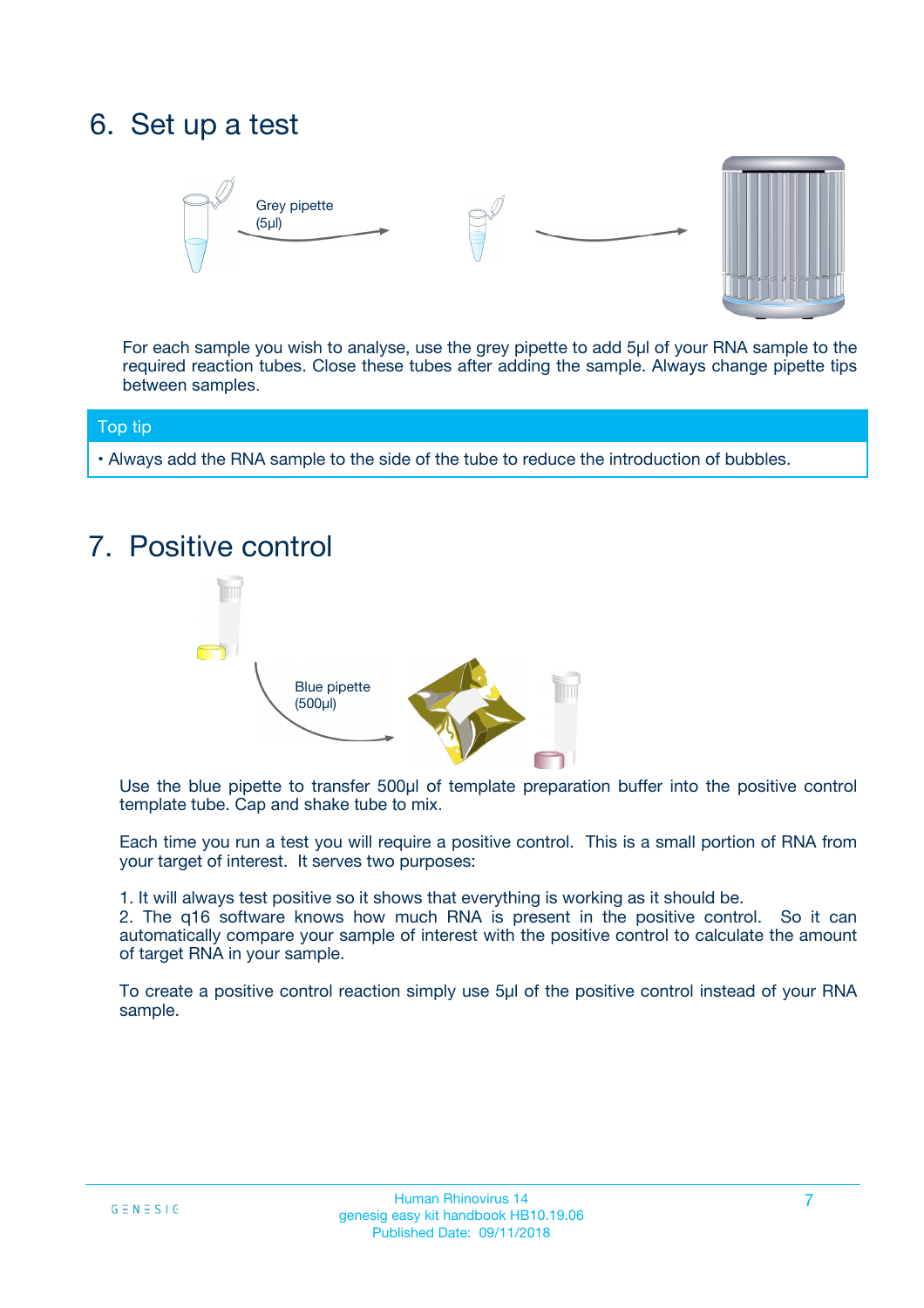## 6. Set up a test

Grey pipette (5µl)

For each sample you wish to analyse, use the grey pipette to add 5µl of your RNA sample to the required reaction tubes. Close these tubes after adding the sample. Always change pipette tips between samples.

**Top tip**

- Always add the RNA sample to the side of the tube to reduce the introduction of bubbles.

## 7. Positive control

Blue pipette (500µl)

Use the blue pipette to transfer 500µl of template preparation buffer into the positive control template tube. Cap and shake tube to mix.

Each time you run a test you will require a positive control. This is a small portion of RNA from your target of interest. It serves two purposes:

1. It will always test positive so it shows that everything is working as it should be.
2. The q16 software knows how much RNA is present in the positive control. So it can automatically compare your sample of interest with the positive control to calculate the amount of target RNA in your sample.

To create a positive control reaction simply use 5µl of the positive control instead of your RNA sample.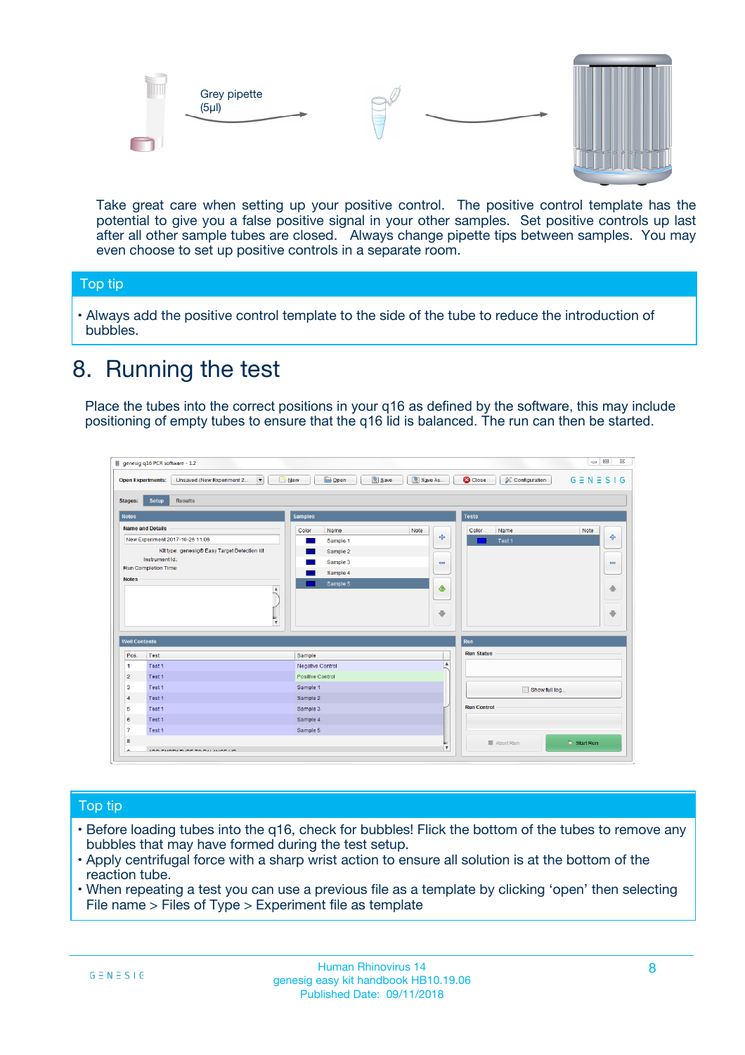Grey pipette (5µl)

Take great care when setting up your positive control. The positive control template has the potential to give you a false positive signal in your other samples. Set positive controls up last after all other sample tubes are closed. Always change pipette tips between samples. You may even choose to set up positive controls in a separate room.

## Top tip

- Always add the positive control template to the side of the tube to reduce the introduction of bubbles.

# 8. Running the test

Place the tubes into the correct positions in your q16 as defined by the software, this may include positioning of empty tubes to ensure that the q16 lid is balanced. The run can then be started.

## Top tip

- Before loading tubes into the q16, check for bubbles! Flick the bottom of the tubes to remove any bubbles that may have formed during the test setup.
- Apply centrifugal force with a sharp wrist action to ensure all solution is at the bottom of the reaction tube.
- When repeating a test you can use a previous file as a template by clicking 'open' then selecting File name > Files of Type > Experiment file as template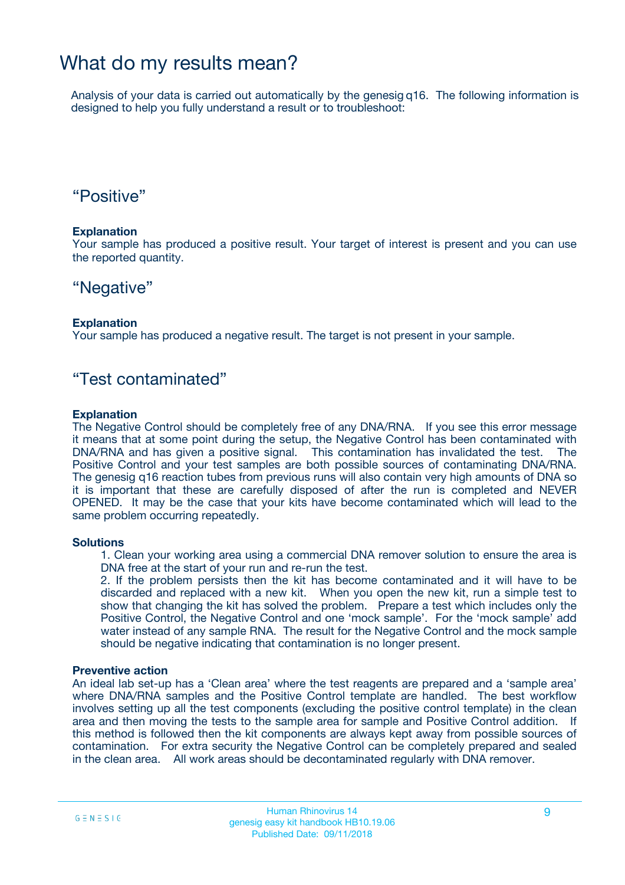# What do my results mean?

Analysis of your data is carried out automatically by the genesig q16. The following information is designed to help you fully understand a result or to troubleshoot:

## “Positive”

**Explanation**

Your sample has produced a positive result. Your target of interest is present and you can use the reported quantity.

## “Negative”

**Explanation**

Your sample has produced a negative result. The target is not present in your sample.

## “Test contaminated”

**Explanation**

The Negative Control should be completely free of any DNA/RNA. If you see this error message it means that at some point during the setup, the Negative Control has been contaminated with DNA/RNA and has given a positive signal. This contamination has invalidated the test. The Positive Control and your test samples are both possible sources of contaminating DNA/RNA. The genesig q16 reaction tubes from previous runs will also contain very high amounts of DNA so it is important that these are carefully disposed of after the run is completed and NEVER OPENED. It may be the case that your kits have become contaminated which will lead to the same problem occurring repeatedly.

**Solutions**

1. Clean your working area using a commercial DNA remover solution to ensure the area is DNA free at the start of your run and re-run the test.
2. If the problem persists then the kit has become contaminated and it will have to be discarded and replaced with a new kit. When you open the new kit, run a simple test to show that changing the kit has solved the problem. Prepare a test which includes only the Positive Control, the Negative Control and one ‘mock sample’. For the ‘mock sample’ add water instead of any sample RNA. The result for the Negative Control and the mock sample should be negative indicating that contamination is no longer present.

**Preventive action**

An ideal lab set-up has a ‘Clean area’ where the test reagents are prepared and a ‘sample area’ where DNA/RNA samples and the Positive Control template are handled. The best workflow involves setting up all the test components (excluding the positive control template) in the clean area and then moving the tests to the sample area for sample and Positive Control addition. If this method is followed then the kit components are always kept away from possible sources of contamination. For extra security the Negative Control can be completely prepared and sealed in the clean area. All work areas should be decontaminated regularly with DNA remover.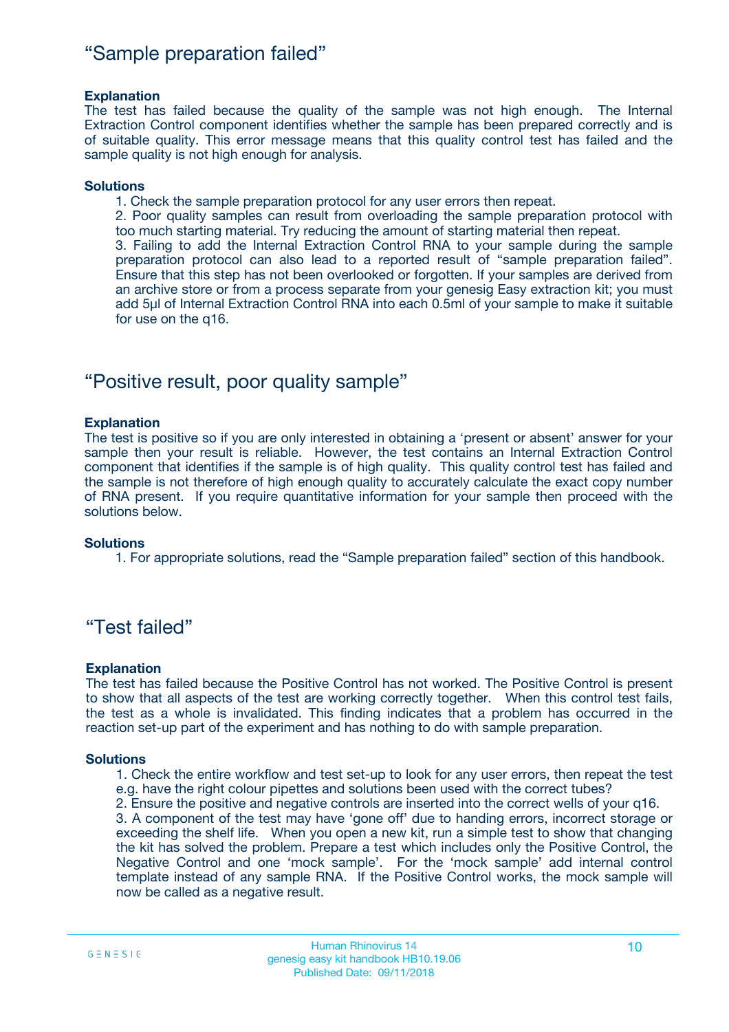## "Sample preparation failed"

**Explanation**

The test has failed because the quality of the sample was not high enough. The Internal Extraction Control component identifies whether the sample has been prepared correctly and is of suitable quality. This error message means that this quality control test has failed and the sample quality is not high enough for analysis.

**Solutions**

1. Check the sample preparation protocol for any user errors then repeat.
2. Poor quality samples can result from overloading the sample preparation protocol with too much starting material. Try reducing the amount of starting material then repeat.
3. Failing to add the Internal Extraction Control RNA to your sample during the sample preparation protocol can also lead to a reported result of "sample preparation failed". Ensure that this step has not been overlooked or forgotten. If your samples are derived from an archive store or from a process separate from your genesig Easy extraction kit; you must add 5µl of Internal Extraction Control RNA into each 0.5ml of your sample to make it suitable for use on the q16.

## "Positive result, poor quality sample"

**Explanation**

The test is positive so if you are only interested in obtaining a 'present or absent' answer for your sample then your result is reliable. However, the test contains an Internal Extraction Control component that identifies if the sample is of high quality. This quality control test has failed and the sample is not therefore of high enough quality to accurately calculate the exact copy number of RNA present. If you require quantitative information for your sample then proceed with the solutions below.

**Solutions**

1. For appropriate solutions, read the "Sample preparation failed" section of this handbook.

## "Test failed"

**Explanation**

The test has failed because the Positive Control has not worked. The Positive Control is present to show that all aspects of the test are working correctly together. When this control test fails, the test as a whole is invalidated. This finding indicates that a problem has occurred in the reaction set-up part of the experiment and has nothing to do with sample preparation.

**Solutions**

1. Check the entire workflow and test set-up to look for any user errors, then repeat the test e.g. have the right colour pipettes and solutions been used with the correct tubes?
2. Ensure the positive and negative controls are inserted into the correct wells of your q16.
3. A component of the test may have 'gone off' due to handing errors, incorrect storage or exceeding the shelf life. When you open a new kit, run a simple test to show that changing the kit has solved the problem. Prepare a test which includes only the Positive Control, the Negative Control and one 'mock sample'. For the 'mock sample' add internal control template instead of any sample RNA. If the Positive Control works, the mock sample will now be called as a negative result.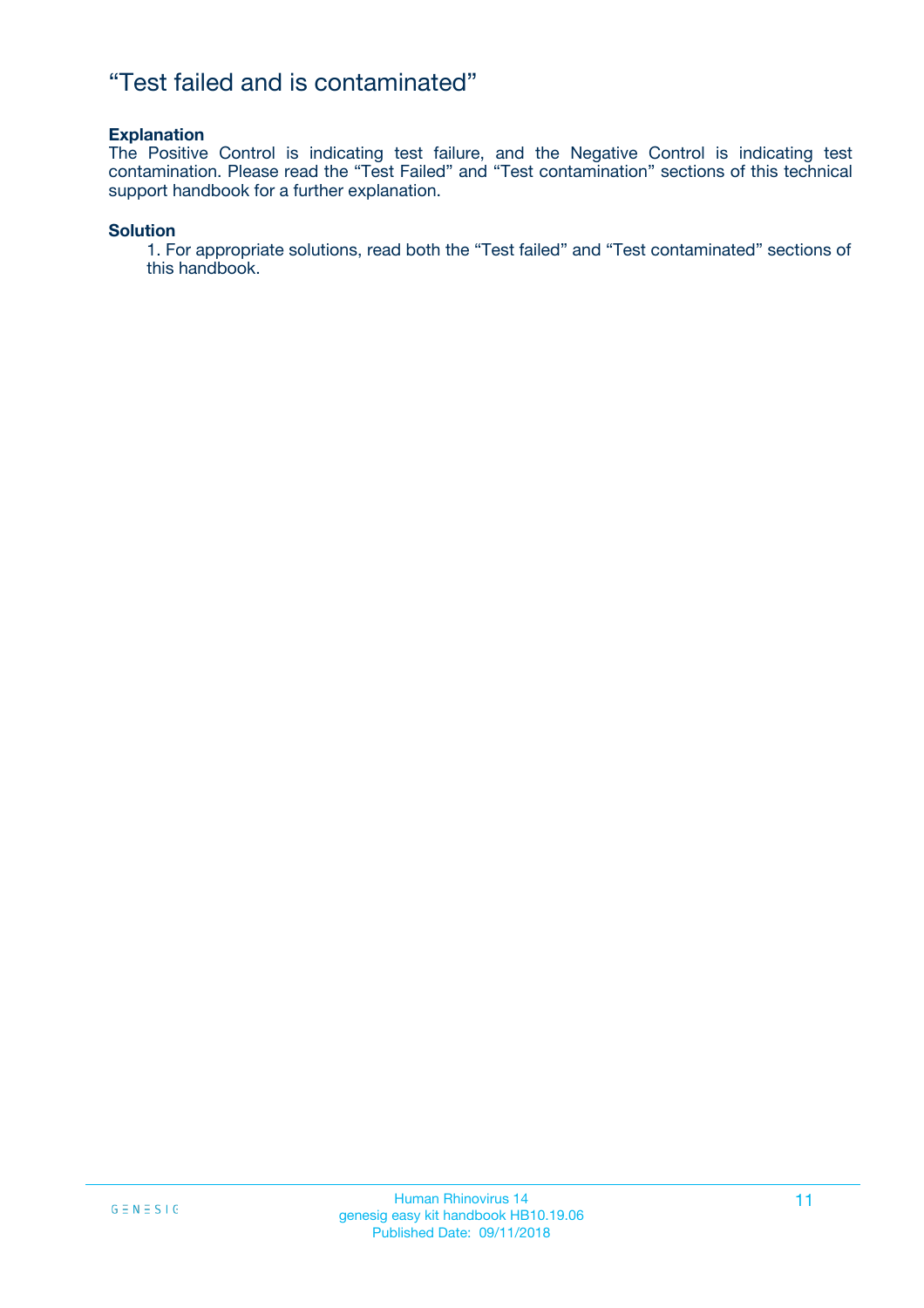# "Test failed and is contaminated"

**Explanation**

The Positive Control is indicating test failure, and the Negative Control is indicating test contamination. Please read the "Test Failed" and "Test contamination" sections of this technical support handbook for a further explanation.

**Solution**

1. For appropriate solutions, read both the "Test failed" and "Test contaminated" sections of this handbook.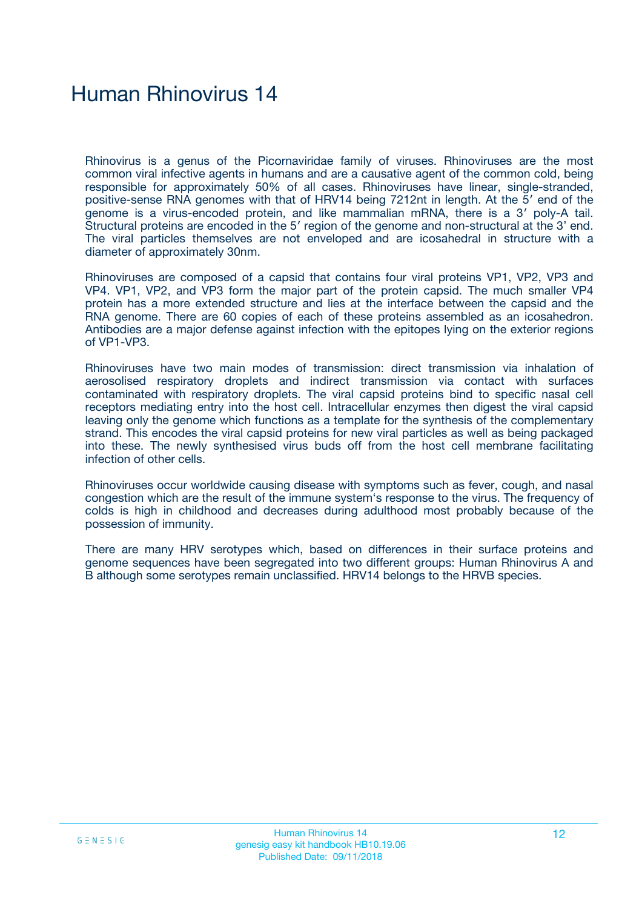# Human Rhinovirus 14

Rhinovirus is a genus of the Picornaviridae family of viruses. Rhinoviruses are the most common viral infective agents in humans and are a causative agent of the common cold, being responsible for approximately 50% of all cases. Rhinoviruses have linear, single-stranded, positive-sense RNA genomes with that of HRV14 being 7212nt in length. At the 5′ end of the genome is a virus-encoded protein, and like mammalian mRNA, there is a 3′ poly-A tail. Structural proteins are encoded in the 5′ region of the genome and non-structural at the 3' end. The viral particles themselves are not enveloped and are icosahedral in structure with a diameter of approximately 30nm.

Rhinoviruses are composed of a capsid that contains four viral proteins VP1, VP2, VP3 and VP4. VP1, VP2, and VP3 form the major part of the protein capsid. The much smaller VP4 protein has a more extended structure and lies at the interface between the capsid and the RNA genome. There are 60 copies of each of these proteins assembled as an icosahedron. Antibodies are a major defense against infection with the epitopes lying on the exterior regions of VP1-VP3.

Rhinoviruses have two main modes of transmission: direct transmission via inhalation of aerosolised respiratory droplets and indirect transmission via contact with surfaces contaminated with respiratory droplets. The viral capsid proteins bind to specific nasal cell receptors mediating entry into the host cell. Intracellular enzymes then digest the viral capsid leaving only the genome which functions as a template for the synthesis of the complementary strand. This encodes the viral capsid proteins for new viral particles as well as being packaged into these. The newly synthesised virus buds off from the host cell membrane facilitating infection of other cells.

Rhinoviruses occur worldwide causing disease with symptoms such as fever, cough, and nasal congestion which are the result of the immune system's response to the virus. The frequency of colds is high in childhood and decreases during adulthood most probably because of the possession of immunity.

There are many HRV serotypes which, based on differences in their surface proteins and genome sequences have been segregated into two different groups: Human Rhinovirus A and B although some serotypes remain unclassified. HRV14 belongs to the HRVB species.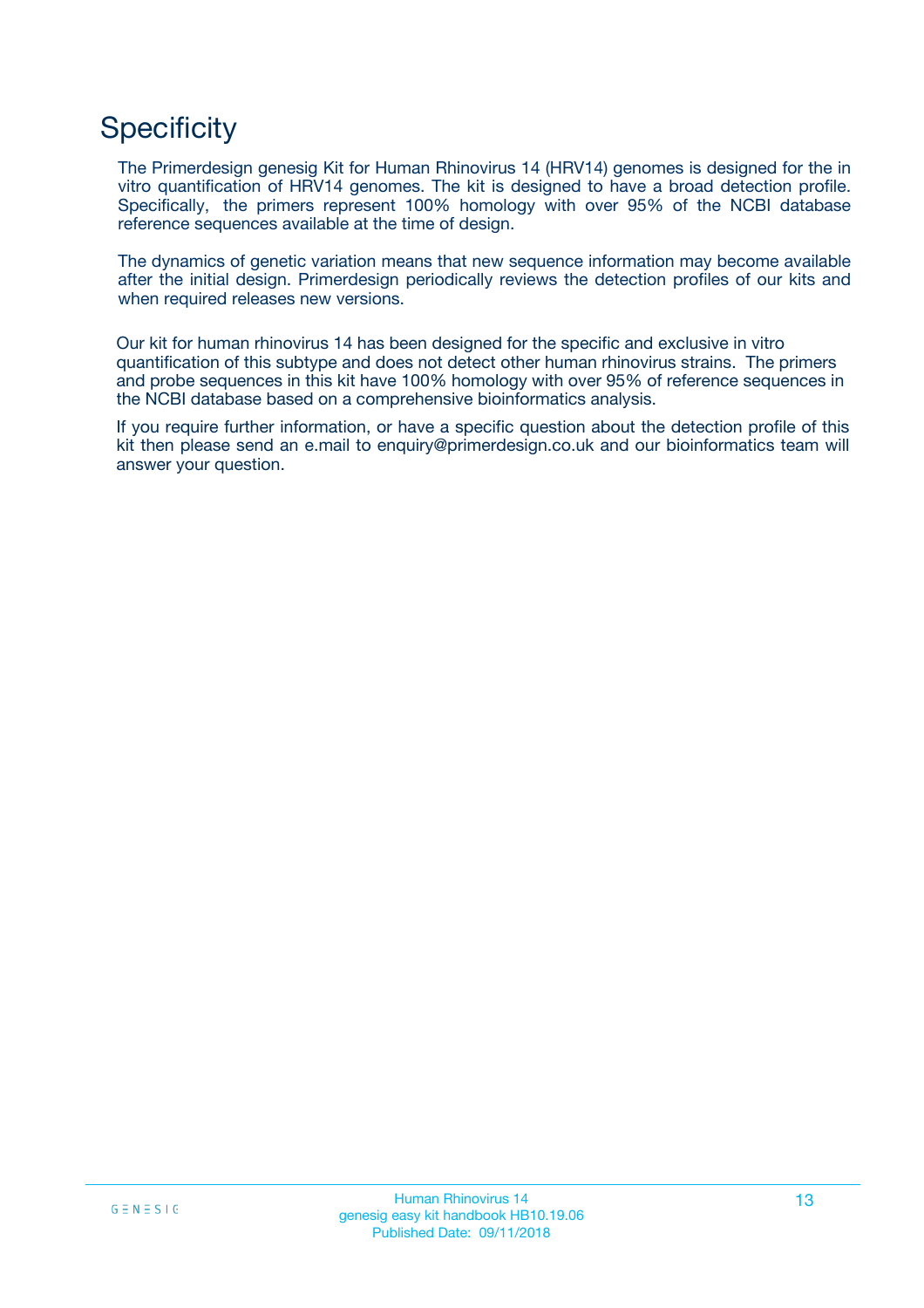# Specificity

The Primerdesign genesig Kit for Human Rhinovirus 14 (HRV14) genomes is designed for the in vitro quantification of HRV14 genomes. The kit is designed to have a broad detection profile. Specifically, the primers represent 100% homology with over 95% of the NCBI database reference sequences available at the time of design.

The dynamics of genetic variation means that new sequence information may become available after the initial design. Primerdesign periodically reviews the detection profiles of our kits and when required releases new versions.

Our kit for human rhinovirus 14 has been designed for the specific and exclusive in vitro quantification of this subtype and does not detect other human rhinovirus strains. The primers and probe sequences in this kit have 100% homology with over 95% of reference sequences in the NCBI database based on a comprehensive bioinformatics analysis.

If you require further information, or have a specific question about the detection profile of this kit then please send an e.mail to enquiry@primerdesign.co.uk and our bioinformatics team will answer your question.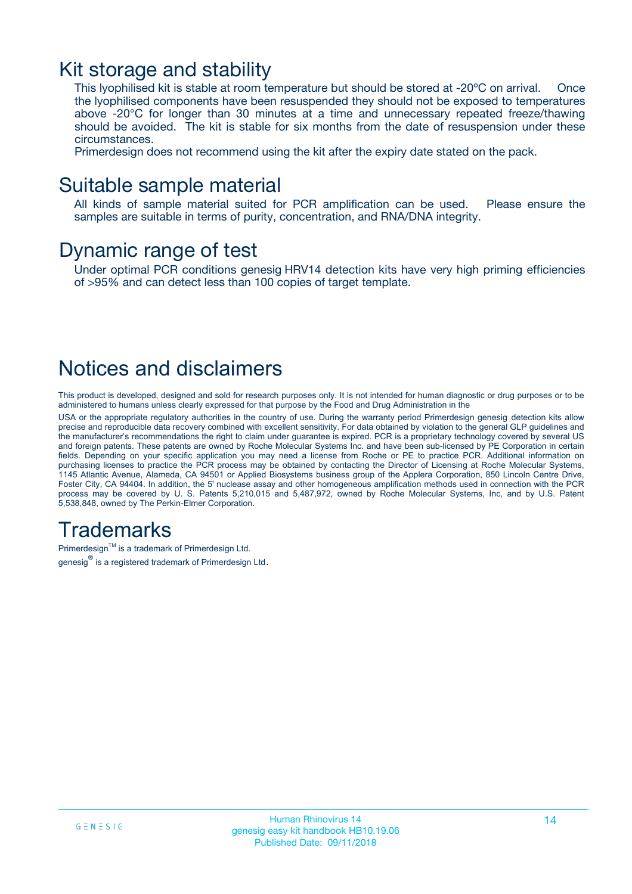## Kit storage and stability

This lyophilised kit is stable at room temperature but should be stored at -20ºC on arrival. Once the lyophilised components have been resuspended they should not be exposed to temperatures above -20°C for longer than 30 minutes at a time and unnecessary repeated freeze/thawing should be avoided. The kit is stable for six months from the date of resuspension under these circumstances.

Primerdesign does not recommend using the kit after the expiry date stated on the pack.

## Suitable sample material

All kinds of sample material suited for PCR amplification can be used. Please ensure the samples are suitable in terms of purity, concentration, and RNA/DNA integrity.

## Dynamic range of test

Under optimal PCR conditions genesig HRV14 detection kits have very high priming efficiencies of >95% and can detect less than 100 copies of target template.

# Notices and disclaimers

This product is developed, designed and sold for research purposes only. It is not intended for human diagnostic or drug purposes or to be administered to humans unless clearly expressed for that purpose by the Food and Drug Administration in the

USA or the appropriate regulatory authorities in the country of use. During the warranty period Primerdesign genesig detection kits allow precise and reproducible data recovery combined with excellent sensitivity. For data obtained by violation to the general GLP guidelines and the manufacturer's recommendations the right to claim under guarantee is expired. PCR is a proprietary technology covered by several US and foreign patents. These patents are owned by Roche Molecular Systems Inc. and have been sub-licensed by PE Corporation in certain fields. Depending on your specific application you may need a license from Roche or PE to practice PCR. Additional information on purchasing licenses to practice the PCR process may be obtained by contacting the Director of Licensing at Roche Molecular Systems, 1145 Atlantic Avenue, Alameda, CA 94501 or Applied Biosystems business group of the Applera Corporation, 850 Lincoln Centre Drive, Foster City, CA 94404. In addition, the 5' nuclease assay and other homogeneous amplification methods used in connection with the PCR process may be covered by U. S. Patents 5,210,015 and 5,487,972, owned by Roche Molecular Systems, Inc, and by U.S. Patent 5,538,848, owned by The Perkin-Elmer Corporation.

# Trademarks

Primerdesign™ is a trademark of Primerdesign Ltd.

genesig® is a registered trademark of Primerdesign Ltd.